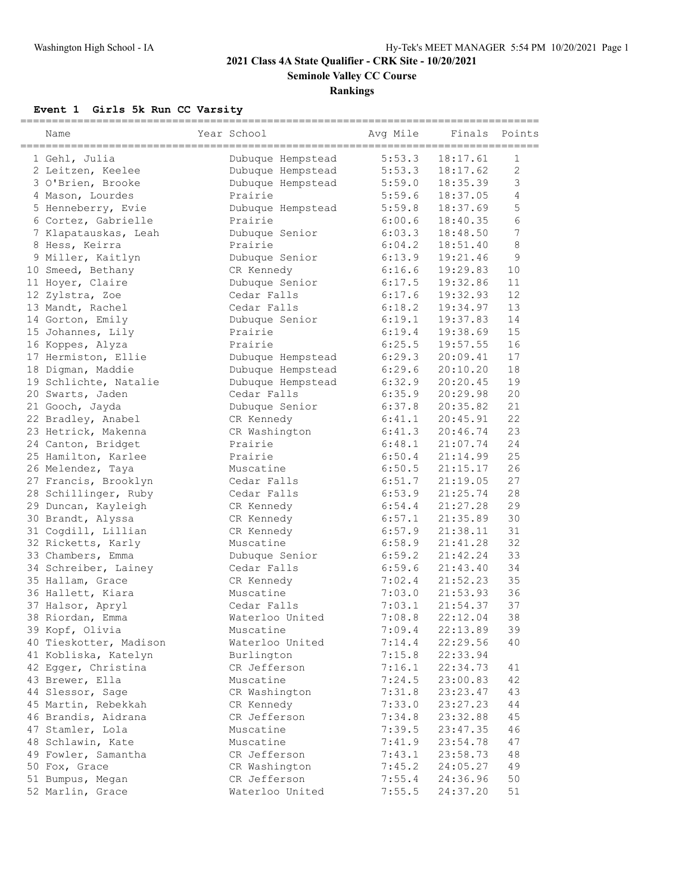# 2021 Class 4A State Qualifier - CRK Site - 10/20/2021

## Seminole Valley CC Course

### Rankings

**Event 1 Girls 5k Run CC Varsity**

| Place | Name | Year | School | Avg Mile | Finals | Points |
|---|---|---|---|---|---|---|
| 1 | Gehl, Julia | | Dubuque Hempstead | 5:53.3 | 18:17.61 | 1 |
| 2 | Leitzen, Keelee | | Dubuque Hempstead | 5:53.3 | 18:17.62 | 2 |
| 3 | O'Brien, Brooke | | Dubuque Hempstead | 5:59.0 | 18:35.39 | 3 |
| 4 | Mason, Lourdes | | Prairie | 5:59.6 | 18:37.05 | 4 |
| 5 | Henneberry, Evie | | Dubuque Hempstead | 5:59.8 | 18:37.69 | 5 |
| 6 | Cortez, Gabrielle | | Prairie | 6:00.6 | 18:40.35 | 6 |
| 7 | Klapatauskas, Leah | | Dubuque Senior | 6:03.3 | 18:48.50 | 7 |
| 8 | Hess, Keirra | | Prairie | 6:04.2 | 18:51.40 | 8 |
| 9 | Miller, Kaitlyn | | Dubuque Senior | 6:13.9 | 19:21.46 | 9 |
| 10 | Smeed, Bethany | | CR Kennedy | 6:16.6 | 19:29.83 | 10 |
| 11 | Hoyer, Claire | | Dubuque Senior | 6:17.5 | 19:32.86 | 11 |
| 12 | Zylstra, Zoe | | Cedar Falls | 6:17.6 | 19:32.93 | 12 |
| 13 | Mandt, Rachel | | Cedar Falls | 6:18.2 | 19:34.97 | 13 |
| 14 | Gorton, Emily | | Dubuque Senior | 6:19.1 | 19:37.83 | 14 |
| 15 | Johannes, Lily | | Prairie | 6:19.4 | 19:38.69 | 15 |
| 16 | Koppes, Alyza | | Prairie | 6:25.5 | 19:57.55 | 16 |
| 17 | Hermiston, Ellie | | Dubuque Hempstead | 6:29.3 | 20:09.41 | 17 |
| 18 | Digman, Maddie | | Dubuque Hempstead | 6:29.6 | 20:10.20 | 18 |
| 19 | Schlichte, Natalie | | Dubuque Hempstead | 6:32.9 | 20:20.45 | 19 |
| 20 | Swarts, Jaden | | Cedar Falls | 6:35.9 | 20:29.98 | 20 |
| 21 | Gooch, Jayda | | Dubuque Senior | 6:37.8 | 20:35.82 | 21 |
| 22 | Bradley, Anabel | | CR Kennedy | 6:41.1 | 20:45.91 | 22 |
| 23 | Hetrick, Makenna | | CR Washington | 6:41.3 | 20:46.74 | 23 |
| 24 | Canton, Bridget | | Prairie | 6:48.1 | 21:07.74 | 24 |
| 25 | Hamilton, Karlee | | Prairie | 6:50.4 | 21:14.99 | 25 |
| 26 | Melendez, Taya | | Muscatine | 6:50.5 | 21:15.17 | 26 |
| 27 | Francis, Brooklyn | | Cedar Falls | 6:51.7 | 21:19.05 | 27 |
| 28 | Schillinger, Ruby | | Cedar Falls | 6:53.9 | 21:25.74 | 28 |
| 29 | Duncan, Kayleigh | | CR Kennedy | 6:54.4 | 21:27.28 | 29 |
| 30 | Brandt, Alyssa | | CR Kennedy | 6:57.1 | 21:35.89 | 30 |
| 31 | Cogdill, Lillian | | CR Kennedy | 6:57.9 | 21:38.11 | 31 |
| 32 | Ricketts, Karly | | Muscatine | 6:58.9 | 21:41.28 | 32 |
| 33 | Chambers, Emma | | Dubuque Senior | 6:59.2 | 21:42.24 | 33 |
| 34 | Schreiber, Lainey | | Cedar Falls | 6:59.6 | 21:43.40 | 34 |
| 35 | Hallam, Grace | | CR Kennedy | 7:02.4 | 21:52.23 | 35 |
| 36 | Hallett, Kiara | | Muscatine | 7:03.0 | 21:53.93 | 36 |
| 37 | Halsor, Apryl | | Cedar Falls | 7:03.1 | 21:54.37 | 37 |
| 38 | Riordan, Emma | | Waterloo United | 7:08.8 | 22:12.04 | 38 |
| 39 | Kopf, Olivia | | Muscatine | 7:09.4 | 22:13.89 | 39 |
| 40 | Tieskotter, Madison | | Waterloo United | 7:14.4 | 22:29.56 | 40 |
| 41 | Kobliska, Katelyn | | Burlington | 7:15.8 | 22:33.94 | |
| 42 | Egger, Christina | | CR Jefferson | 7:16.1 | 22:34.73 | 41 |
| 43 | Brewer, Ella | | Muscatine | 7:24.5 | 23:00.83 | 42 |
| 44 | Slessor, Sage | | CR Washington | 7:31.8 | 23:23.47 | 43 |
| 45 | Martin, Rebekkah | | CR Kennedy | 7:33.0 | 23:27.23 | 44 |
| 46 | Brandis, Aidrana | | CR Jefferson | 7:34.8 | 23:32.88 | 45 |
| 47 | Stamler, Lola | | Muscatine | 7:39.5 | 23:47.35 | 46 |
| 48 | Schlawin, Kate | | Muscatine | 7:41.9 | 23:54.78 | 47 |
| 49 | Fowler, Samantha | | CR Jefferson | 7:43.1 | 23:58.73 | 48 |
| 50 | Fox, Grace | | CR Washington | 7:45.2 | 24:05.27 | 49 |
| 51 | Bumpus, Megan | | CR Jefferson | 7:55.4 | 24:36.96 | 50 |
| 52 | Marlin, Grace | | Waterloo United | 7:55.5 | 24:37.20 | 51 |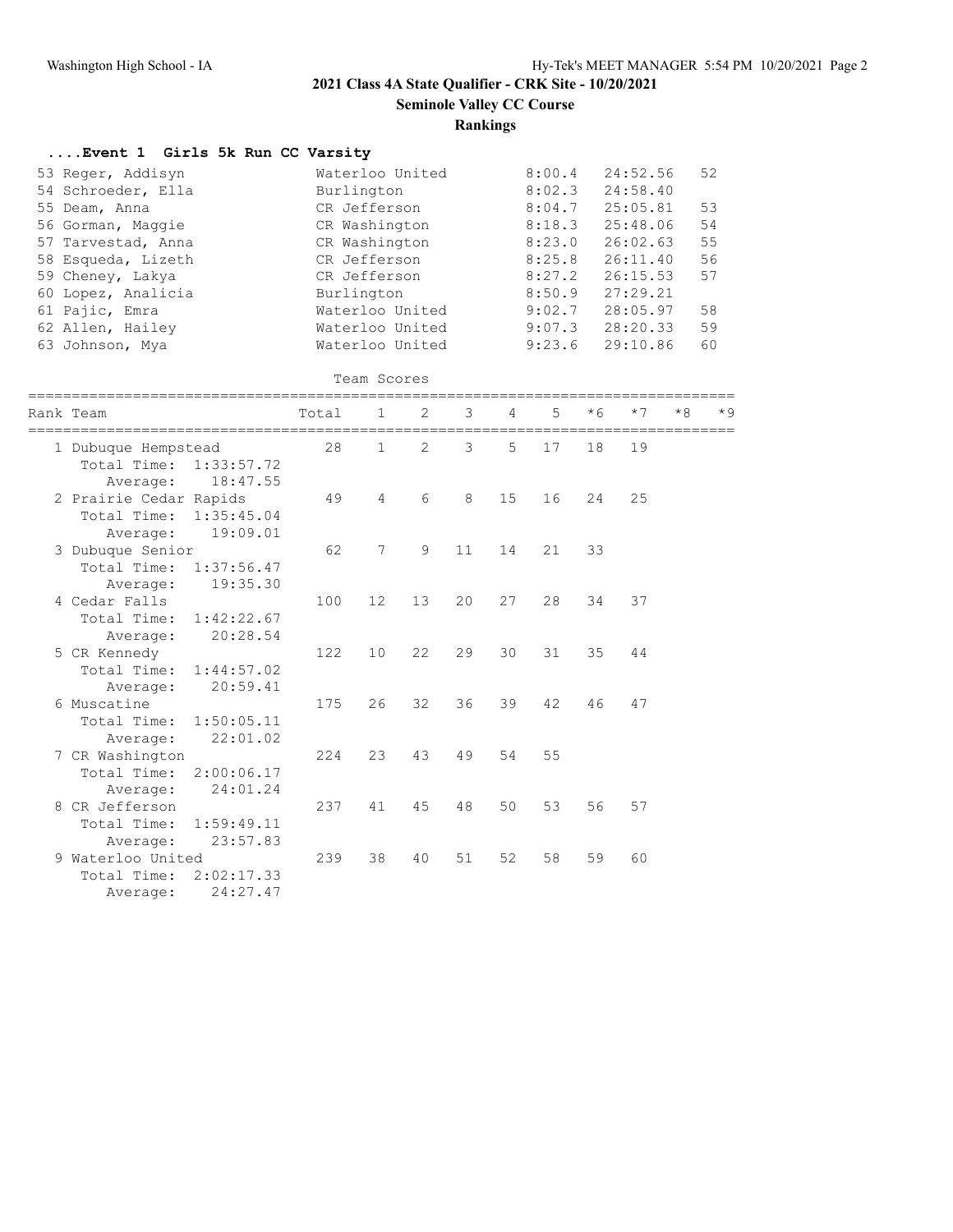# 2021 Class 4A State Qualifier - CRK Site - 10/20/2021

## Seminole Valley CC Course

### Rankings

#### ....Event 1 Girls 5k Run CC Varsity

| | | | | | |
|---|---|---|---|---|---|
| 53 | Reger, Addisyn | Waterloo United | 8:00.4 | 24:52.56 | 52 |
| 54 | Schroeder, Ella | Burlington | 8:02.3 | 24:58.40 | |
| 55 | Deam, Anna | CR Jefferson | 8:04.7 | 25:05.81 | 53 |
| 56 | Gorman, Maggie | CR Washington | 8:18.3 | 25:48.06 | 54 |
| 57 | Tarvestad, Anna | CR Washington | 8:23.0 | 26:02.63 | 55 |
| 58 | Esqueda, Lizeth | CR Jefferson | 8:25.8 | 26:11.40 | 56 |
| 59 | Cheney, Lakya | CR Jefferson | 8:27.2 | 26:15.53 | 57 |
| 60 | Lopez, Analicia | Burlington | 8:50.9 | 27:29.21 | |
| 61 | Pajic, Emra | Waterloo United | 9:02.7 | 28:05.97 | 58 |
| 62 | Allen, Hailey | Waterloo United | 9:07.3 | 28:20.33 | 59 |
| 63 | Johnson, Mya | Waterloo United | 9:23.6 | 29:10.86 | 60 |

Team Scores

| Rank | Team | Total | 1 | 2 | 3 | 4 | 5 | *6 | *7 | *8 | *9 |
|---|---|---|---|---|---|---|---|---|---|---|---|
| 1 | Dubuque Hempstead | 28 | 1 | 2 | 3 | 5 | 17 | 18 | 19 | | |
| | Total Time: 1:33:57.72 | | | | | | | | | | |
| | Average: 18:47.55 | | | | | | | | | | |
| 2 | Prairie Cedar Rapids | 49 | 4 | 6 | 8 | 15 | 16 | 24 | 25 | | |
| | Total Time: 1:35:45.04 | | | | | | | | | | |
| | Average: 19:09.01 | | | | | | | | | | |
| 3 | Dubuque Senior | 62 | 7 | 9 | 11 | 14 | 21 | 33 | | | |
| | Total Time: 1:37:56.47 | | | | | | | | | | |
| | Average: 19:35.30 | | | | | | | | | | |
| 4 | Cedar Falls | 100 | 12 | 13 | 20 | 27 | 28 | 34 | 37 | | |
| | Total Time: 1:42:22.67 | | | | | | | | | | |
| | Average: 20:28.54 | | | | | | | | | | |
| 5 | CR Kennedy | 122 | 10 | 22 | 29 | 30 | 31 | 35 | 44 | | |
| | Total Time: 1:44:57.02 | | | | | | | | | | |
| | Average: 20:59.41 | | | | | | | | | | |
| 6 | Muscatine | 175 | 26 | 32 | 36 | 39 | 42 | 46 | 47 | | |
| | Total Time: 1:50:05.11 | | | | | | | | | | |
| | Average: 22:01.02 | | | | | | | | | | |
| 7 | CR Washington | 224 | 23 | 43 | 49 | 54 | 55 | | | | |
| | Total Time: 2:00:06.17 | | | | | | | | | | |
| | Average: 24:01.24 | | | | | | | | | | |
| 8 | CR Jefferson | 237 | 41 | 45 | 48 | 50 | 53 | 56 | 57 | | |
| | Total Time: 1:59:49.11 | | | | | | | | | | |
| | Average: 23:57.83 | | | | | | | | | | |
| 9 | Waterloo United | 239 | 38 | 40 | 51 | 52 | 58 | 59 | 60 | | |
| | Total Time: 2:02:17.33 | | | | | | | | | | |
| | Average: 24:27.47 | | | | | | | | | | |